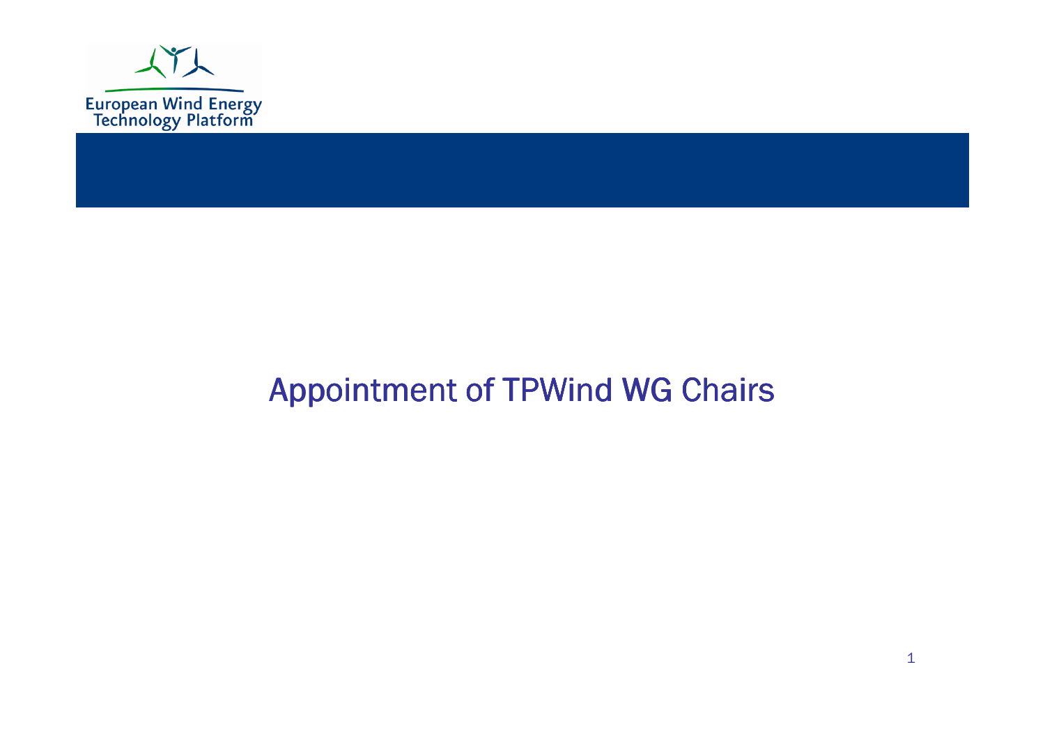European Wind Energy Technology Platform

# Appointment of TPWind WG Chairs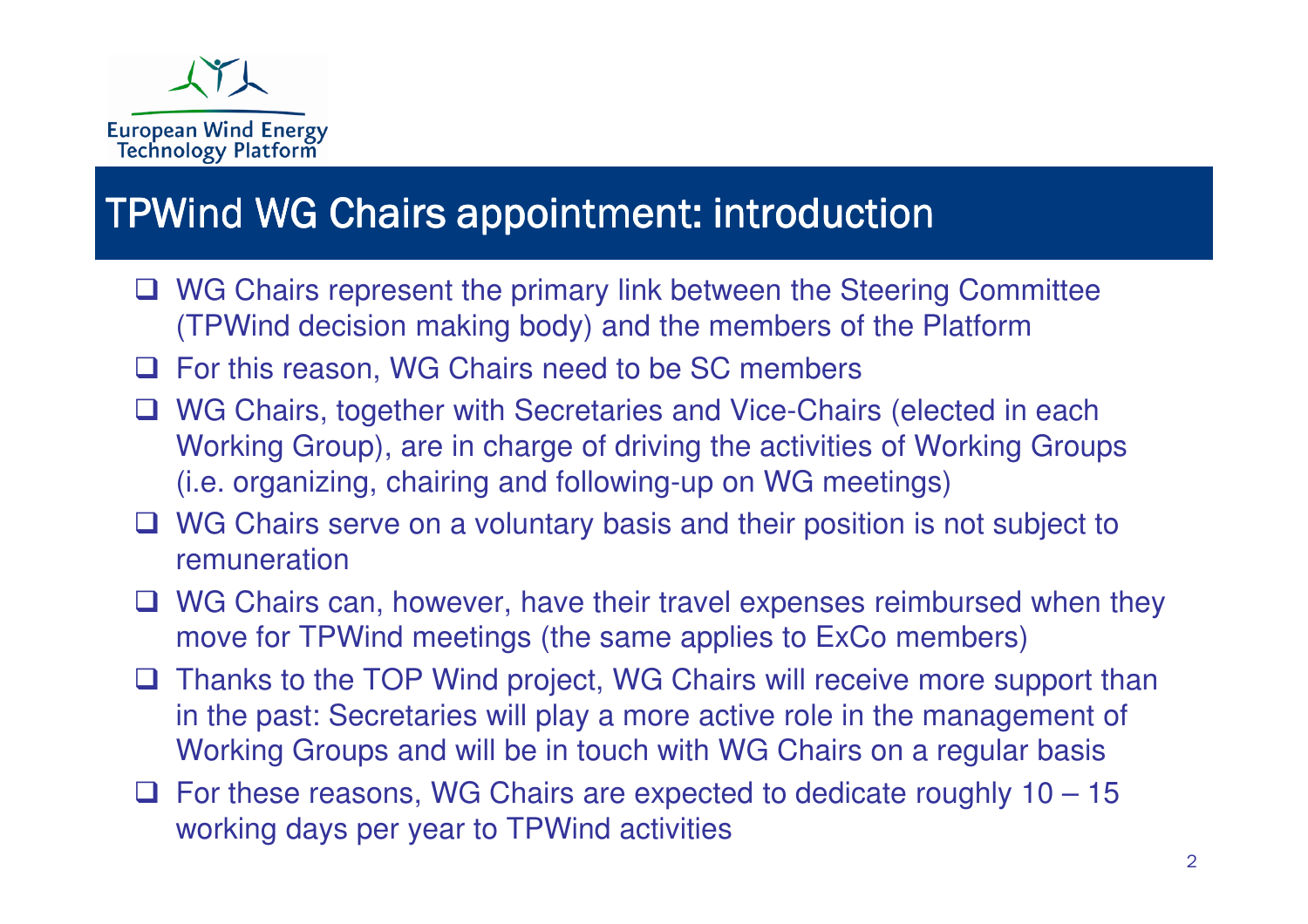European Wind Energy Technology Platform

# TPWind WG Chairs appointment: introduction

- WG Chairs represent the primary link between the Steering Committee (TPWind decision making body) and the members of the Platform
- For this reason, WG Chairs need to be SC members
- WG Chairs, together with Secretaries and Vice-Chairs (elected in each Working Group), are in charge of driving the activities of Working Groups (i.e. organizing, chairing and following-up on WG meetings)
- WG Chairs serve on a voluntary basis and their position is not subject to remuneration
- WG Chairs can, however, have their travel expenses reimbursed when they move for TPWind meetings (the same applies to ExCo members)
- Thanks to the TOP Wind project, WG Chairs will receive more support than in the past: Secretaries will play a more active role in the management of Working Groups and will be in touch with WG Chairs on a regular basis
- For these reasons, WG Chairs are expected to dedicate roughly 10 – 15 working days per year to TPWind activities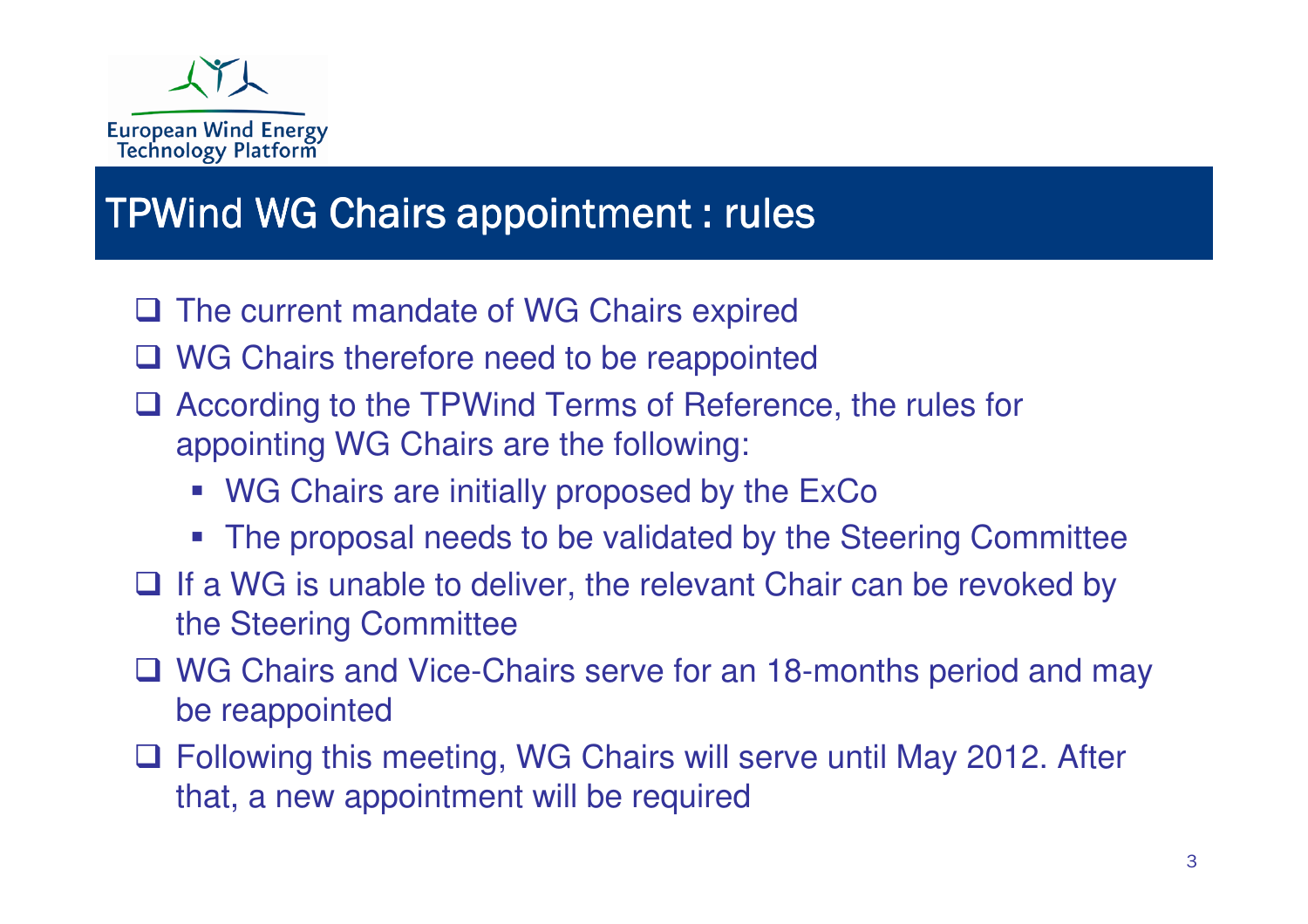European Wind Energy Technology Platform

# TPWind WG Chairs appointment : rules

- The current mandate of WG Chairs expired
- WG Chairs therefore need to be reappointed
- According to the TPWind Terms of Reference, the rules for appointing WG Chairs are the following:
  - WG Chairs are initially proposed by the ExCo
  - The proposal needs to be validated by the Steering Committee
- If a WG is unable to deliver, the relevant Chair can be revoked by the Steering Committee
- WG Chairs and Vice-Chairs serve for an 18-months period and may be reappointed
- Following this meeting, WG Chairs will serve until May 2012. After that, a new appointment will be required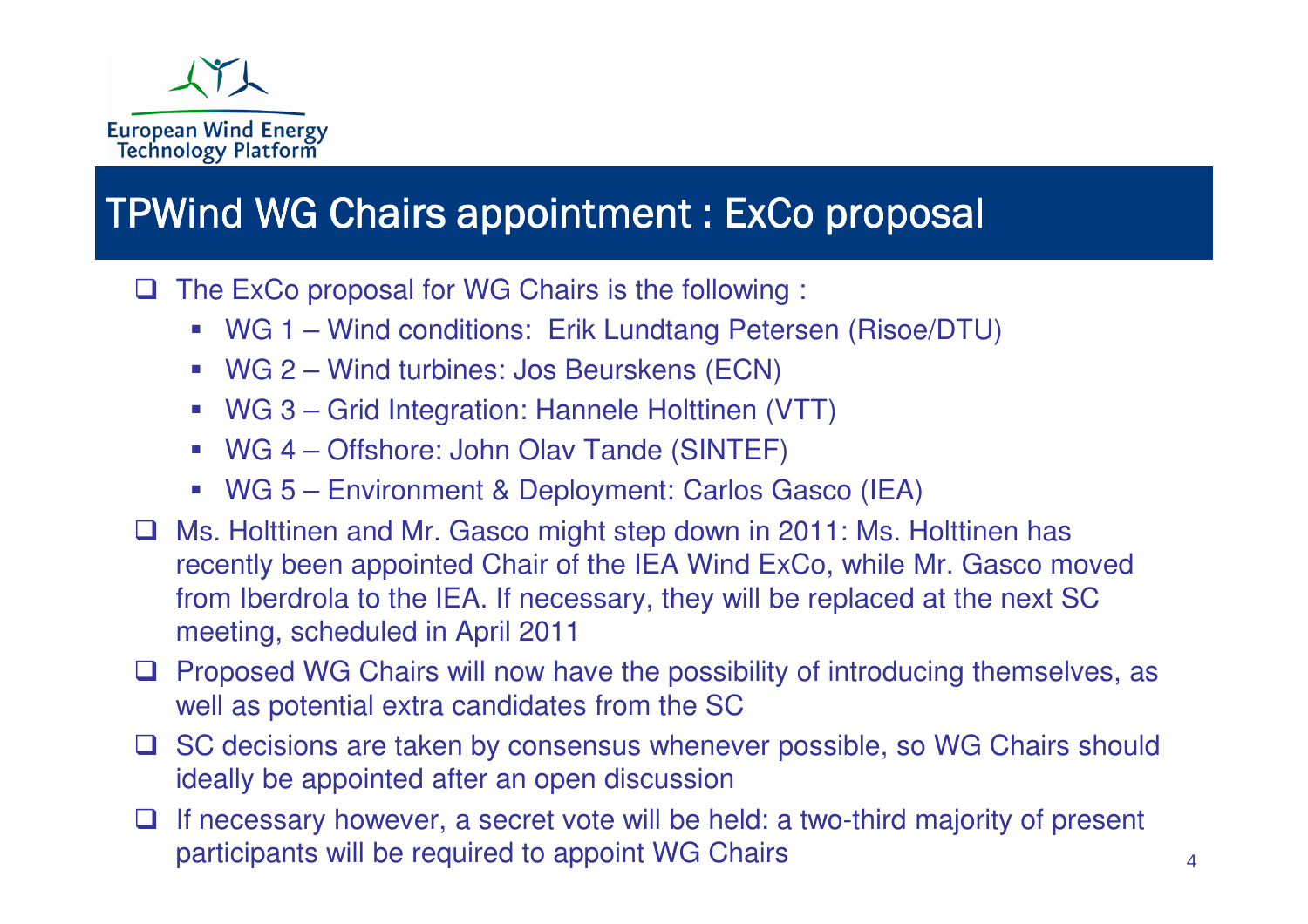European Wind Energy Technology Platform

# TPWind WG Chairs appointment : ExCo proposal

- The ExCo proposal for WG Chairs is the following :
  - WG 1 – Wind conditions: Erik Lundtang Petersen (Risoe/DTU)
  - WG 2 – Wind turbines: Jos Beurskens (ECN)
  - WG 3 – Grid Integration: Hannele Holttinen (VTT)
  - WG 4 – Offshore: John Olav Tande (SINTEF)
  - WG 5 – Environment & Deployment: Carlos Gasco (IEA)
- Ms. Holttinen and Mr. Gasco might step down in 2011: Ms. Holttinen has recently been appointed Chair of the IEA Wind ExCo, while Mr. Gasco moved from Iberdrola to the IEA. If necessary, they will be replaced at the next SC meeting, scheduled in April 2011
- Proposed WG Chairs will now have the possibility of introducing themselves, as well as potential extra candidates from the SC
- SC decisions are taken by consensus whenever possible, so WG Chairs should ideally be appointed after an open discussion
- If necessary however, a secret vote will be held: a two-third majority of present participants will be required to appoint WG Chairs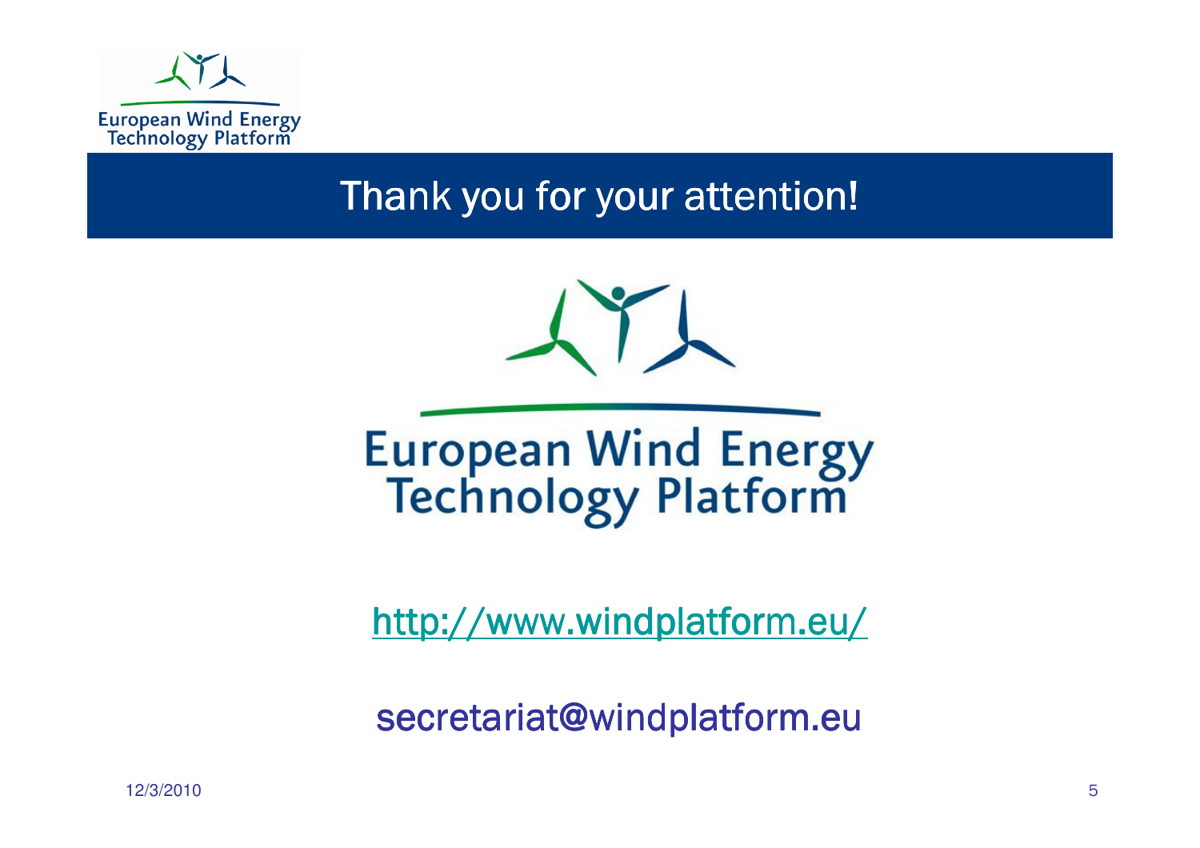# Thank you for your attention!

European Wind Energy Technology Platform

http://www.windplatform.eu/

secretariat@windplatform.eu

12/3/2010